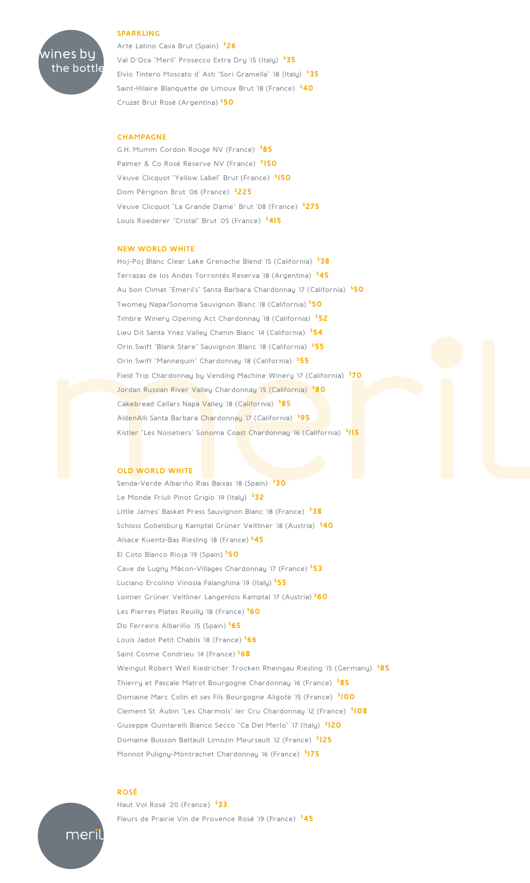# wines by the bottle

## SPARKLING

Arte Latino Cava Brut (Spain) $26

Val D'Oca "Meril" Prosecco Extra Dry '15 (Italy) $35

Elvio Tintero Moscato d' Asti "Sori Gramella" '18 (Italy) $35

Saint-Hilaire Blanquette de Limoux Brut '18 (France) $40

Cruzat Brut Rosé (Argentina) $50

## CHAMPAGNE

G.H. Mumm Cordon Rouge NV (France) $85

Palmer & Co Rosé Réserve NV (France) $150

Veuve Clicquot "Yellow Label" Brut (France) $150

Dom Pérignon Brut '06 (France) $225

Veuve Clicquot "La Grande Dame" Brut '08 (France) $275

Louis Roederer "Cristal" Brut '05 (France) $415

## NEW WORLD WHITE

Hoj-Poj Blanc Clear Lake Grenache Blend '15 (California) $38

Terrazas de los Andes Torrontés Reserva '18 (Argentina) $45

Au bon Climat "Emeril's" Santa Barbara Chardonnay '17 (California) $50

Twomey Napa/Sonoma Sauvignon Blanc '18 (California) $50

Timbre Winery Opening Act Chardonnay '18 (California) $52

Lieu Dit Santa Ynez Valley Chenin Blanc '14 (California) $54

Orin Swift "Blank Stare" Sauvignon Blanc '18 (California) $55

Orin Swift "Mannequin" Chardonnay '18 (California) $55

Field Trip Chardonnay by Vending Machine Winery '17 (California) $70

Jordan Russian River Valley Chardonnay '15 (California) $80

Cakebread Cellars Napa Valley '18 (California) $85

AldenAlli Santa Barbara Chardonnay '17 (California) $95

Kistler "Les Noisetiers" Sonoma Coast Chardonnay '16 (California) $115

## OLD WORLD WHITE

Senda-Verde Albariño Rias Baixas '18 (Spain) $30

Le Monde Friuli Pinot Grigio '19 (Italy) $32

Little James' Basket Press Sauvignon Blanc '18 (France) $38

Schloss Gobelsburg Kamptal Grüner Veltliner '18 (Austria) $40

Alsace Kuentz-Bas Riesling '18 (France) $45

El Coto Blanco Rioja '19 (Spain) $50

Cave de Lugny Mâcon-Villages Chardonnay '17 (France) $53

Luciano Ercolino Vinosia Falanghina '19 (Italy) $55

Loimer Grüner Veltliner Langenlois Kamptal '17 (Austria) $60

Les Pierres Plates Reuilly '18 (France) $60

Do Ferreiro Albariño '15 (Spain) $65

Louis Jadot Petit Chablis '18 (France) $66

Saint Cosme Condrieu '14 (France) $68

Weingut Robert Weil Kiedricher Trocken Rheingau Riesling '15 (Germany) $85

Thierry et Pascale Matrot Bourgogne Chardonnay '16 (France) $85

Domaine Marc Colin et ses Fils Bourgogne Aligoté '15 (France) $100

Clement St. Aubin "Les Charmois" 1er Cru Chardonnay '12 (France) $108

Giuseppe Quintarelli Bianco Secco "Ca Del Merlo" '17 (Italy) $120

Domaine Buisson Battault Limozin Meursault '12 (France) $125

Monnot Puligny-Montrachet Chardonnay '16 (France) $175

## ROSÉ

Haut Vol Rosé '20 (France) $33

Fleurs de Prairie Vin de Provence Rosé '19 (France) $45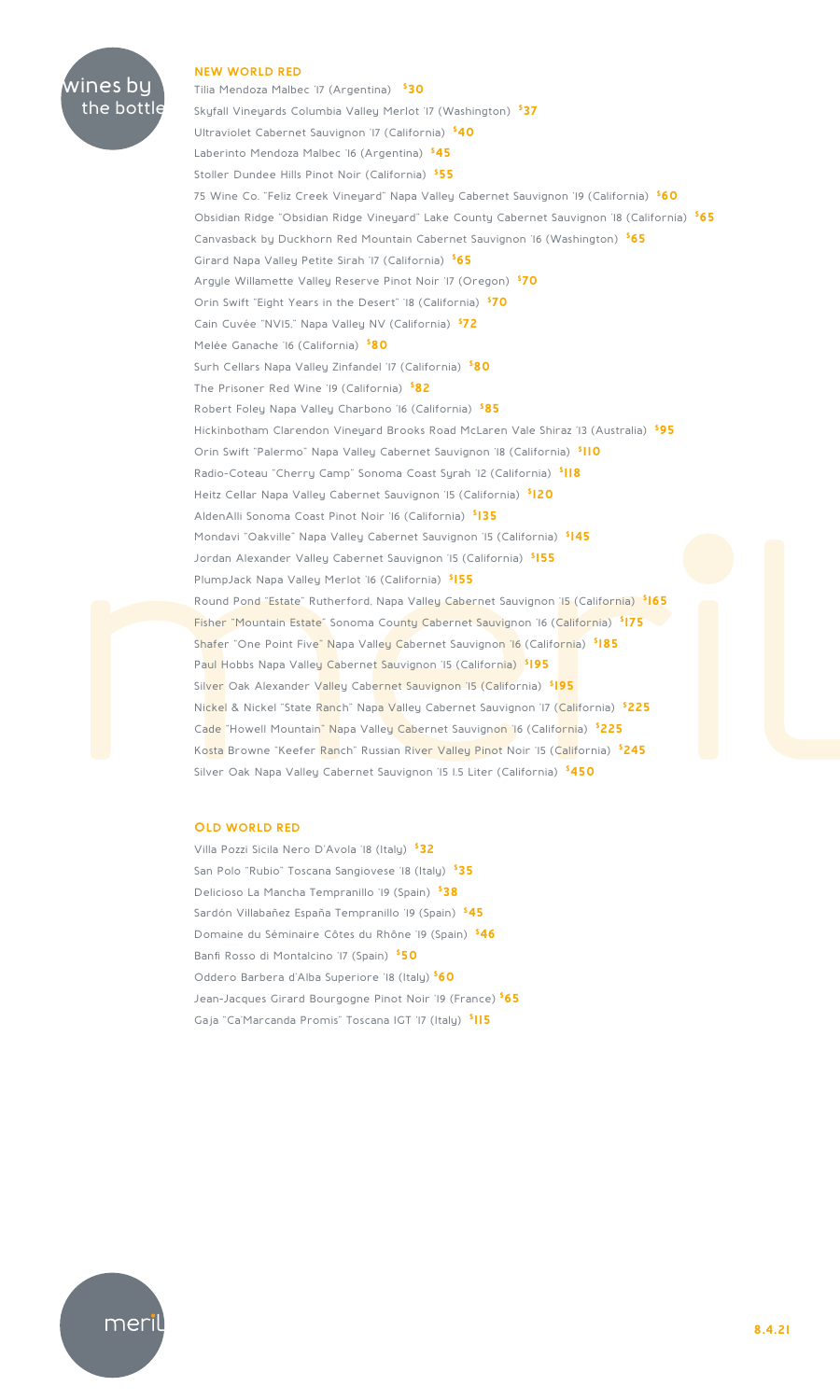## wines by the bottle

### NEW WORLD RED

Tilia Mendoza Malbec '17 (Argentina) $30

Skyfall Vineyards Columbia Valley Merlot '17 (Washington) $37

Ultraviolet Cabernet Sauvignon '17 (California) $40

Laberinto Mendoza Malbec '16 (Argentina) $45

Stoller Dundee Hills Pinot Noir (California) $55

75 Wine Co. "Feliz Creek Vineyard" Napa Valley Cabernet Sauvignon '19 (California) $60

Obsidian Ridge "Obsidian Ridge Vineyard" Lake County Cabernet Sauvignon '18 (California) $65

Canvasback by Duckhorn Red Mountain Cabernet Sauvignon '16 (Washington) $65

Girard Napa Valley Petite Sirah '17 (California) $65

Argyle Willamette Valley Reserve Pinot Noir '17 (Oregon) $70

Orin Swift "Eight Years in the Desert" '18 (California) $70

Cain Cuvée "NV15," Napa Valley NV (California) $72

Melée Ganache '16 (California) $80

Surh Cellars Napa Valley Zinfandel '17 (California) $80

The Prisoner Red Wine '19 (California) $82

Robert Foley Napa Valley Charbono '16 (California) $85

Hickinbotham Clarendon Vineyard Brooks Road McLaren Vale Shiraz '13 (Australia) $95

Orin Swift "Palermo" Napa Valley Cabernet Sauvignon '18 (California) $110

Radio-Coteau "Cherry Camp" Sonoma Coast Syrah '12 (California) $118

Heitz Cellar Napa Valley Cabernet Sauvignon '15 (California) $120

AldenAlli Sonoma Coast Pinot Noir '16 (California) $135

Mondavi "Oakville" Napa Valley Cabernet Sauvignon '15 (California) $145

Jordan Alexander Valley Cabernet Sauvignon '15 (California) $155

PlumpJack Napa Valley Merlot '16 (California) $155

Round Pond "Estate" Rutherford, Napa Valley Cabernet Sauvignon '15 (California) $165

Fisher "Mountain Estate" Sonoma County Cabernet Sauvignon '16 (California) $175

Shafer "One Point Five" Napa Valley Cabernet Sauvignon '16 (California) $185

Paul Hobbs Napa Valley Cabernet Sauvignon '15 (California) $195

Silver Oak Alexander Valley Cabernet Sauvignon '15 (California) $195

Nickel & Nickel "State Ranch" Napa Valley Cabernet Sauvignon '17 (California) $225

Cade "Howell Mountain" Napa Valley Cabernet Sauvignon '16 (California) $225

Kosta Browne "Keefer Ranch" Russian River Valley Pinot Noir '15 (California) $245

Silver Oak Napa Valley Cabernet Sauvignon '15 1.5 Liter (California) $450

### OLD WORLD RED

Villa Pozzi Sicila Nero D'Avola '18 (Italy) $32

San Polo "Rubio" Toscana Sangiovese '18 (Italy) $35

Delicioso La Mancha Tempranillo '19 (Spain) $38

Sardón Villabañez España Tempranillo '19 (Spain) $45

Domaine du Séminaire Côtes du Rhône '19 (Spain) $46

Banfi Rosso di Montalcino '17 (Spain) $50

Oddero Barbera d'Alba Superiore '18 (Italy) $60

Jean-Jacques Girard Bourgogne Pinot Noir '19 (France) $65

Gaja "Ca'Marcanda Promis" Toscana IGT '17 (Italy) $115

meril

8.4.21